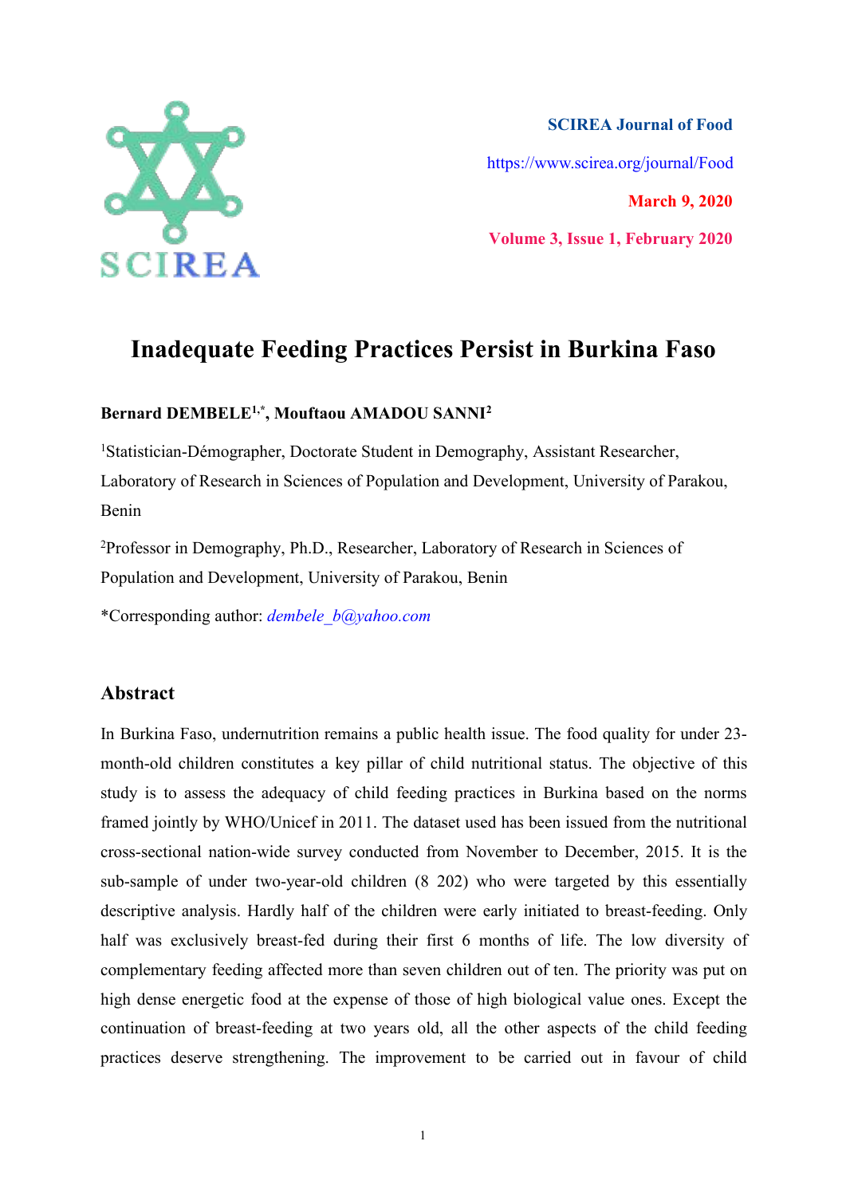SCIREA Journal of Food

https://www.scirea.org/journal/Food

March 9, 2020

Volume 3, Issue 1, February 2020

# Inadequate Feeding Practices Persist in Burkina Faso

**Bernard DEMBELE[1,*], Mouftaou AMADOU SANNI[2]**

[1]Statistician-Démographer, Doctorate Student in Demography, Assistant Researcher, Laboratory of Research in Sciences of Population and Development, University of Parakou, Benin

[2]Professor in Demography, Ph.D., Researcher, Laboratory of Research in Sciences of Population and Development, University of Parakou, Benin

*Corresponding author: *dembele_b@yahoo.com*

## Abstract

In Burkina Faso, undernutrition remains a public health issue. The food quality for under 23-month-old children constitutes a key pillar of child nutritional status. The objective of this study is to assess the adequacy of child feeding practices in Burkina based on the norms framed jointly by WHO/Unicef in 2011. The dataset used has been issued from the nutritional cross-sectional nation-wide survey conducted from November to December, 2015. It is the sub-sample of under two-year-old children (8 202) who were targeted by this essentially descriptive analysis. Hardly half of the children were early initiated to breast-feeding. Only half was exclusively breast-fed during their first 6 months of life. The low diversity of complementary feeding affected more than seven children out of ten. The priority was put on high dense energetic food at the expense of those of high biological value ones. Except the continuation of breast-feeding at two years old, all the other aspects of the child feeding practices deserve strengthening. The improvement to be carried out in favour of child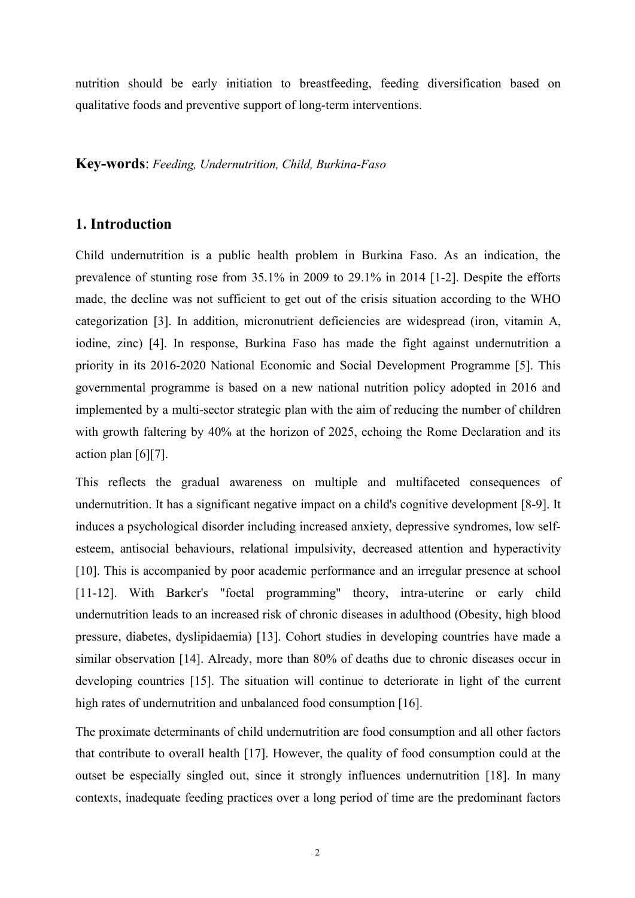nutrition should be early initiation to breastfeeding, feeding diversification based on qualitative foods and preventive support of long-term interventions.

**Key-words**: *Feeding, Undernutrition, Child, Burkina-Faso*

## 1. Introduction

Child undernutrition is a public health problem in Burkina Faso. As an indication, the prevalence of stunting rose from 35.1% in 2009 to 29.1% in 2014 [1-2]. Despite the efforts made, the decline was not sufficient to get out of the crisis situation according to the WHO categorization [3]. In addition, micronutrient deficiencies are widespread (iron, vitamin A, iodine, zinc) [4]. In response, Burkina Faso has made the fight against undernutrition a priority in its 2016-2020 National Economic and Social Development Programme [5]. This governmental programme is based on a new national nutrition policy adopted in 2016 and implemented by a multi-sector strategic plan with the aim of reducing the number of children with growth faltering by 40% at the horizon of 2025, echoing the Rome Declaration and its action plan [6][7].

This reflects the gradual awareness on multiple and multifaceted consequences of undernutrition. It has a significant negative impact on a child's cognitive development [8-9]. It induces a psychological disorder including increased anxiety, depressive syndromes, low self-esteem, antisocial behaviours, relational impulsivity, decreased attention and hyperactivity [10]. This is accompanied by poor academic performance and an irregular presence at school [11-12]. With Barker's "foetal programming" theory, intra-uterine or early child undernutrition leads to an increased risk of chronic diseases in adulthood (Obesity, high blood pressure, diabetes, dyslipidaemia) [13]. Cohort studies in developing countries have made a similar observation [14]. Already, more than 80% of deaths due to chronic diseases occur in developing countries [15]. The situation will continue to deteriorate in light of the current high rates of undernutrition and unbalanced food consumption [16].

The proximate determinants of child undernutrition are food consumption and all other factors that contribute to overall health [17]. However, the quality of food consumption could at the outset be especially singled out, since it strongly influences undernutrition [18]. In many contexts, inadequate feeding practices over a long period of time are the predominant factors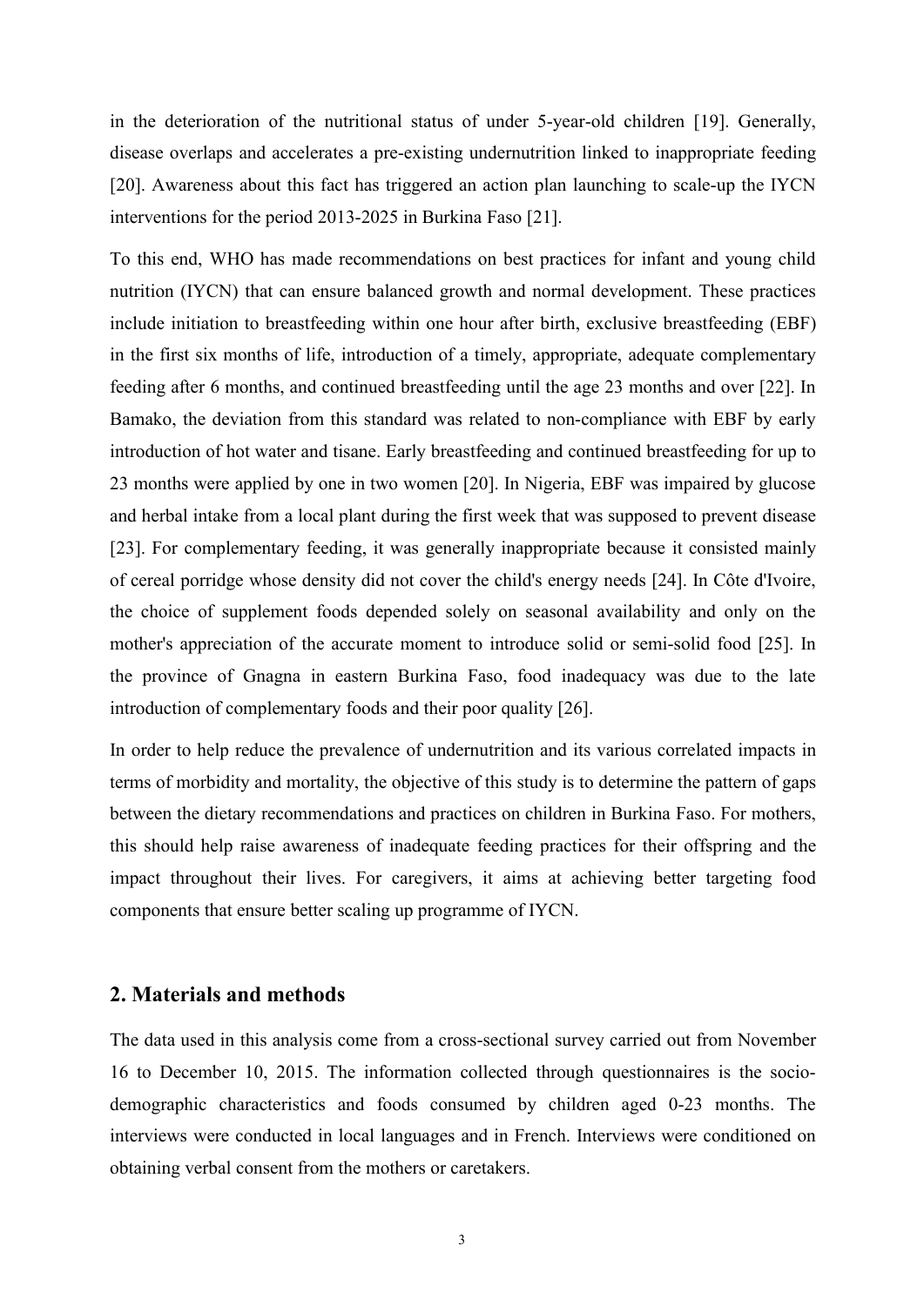in the deterioration of the nutritional status of under 5-year-old children [19]. Generally, disease overlaps and accelerates a pre-existing undernutrition linked to inappropriate feeding [20]. Awareness about this fact has triggered an action plan launching to scale-up the IYCN interventions for the period 2013-2025 in Burkina Faso [21].

To this end, WHO has made recommendations on best practices for infant and young child nutrition (IYCN) that can ensure balanced growth and normal development. These practices include initiation to breastfeeding within one hour after birth, exclusive breastfeeding (EBF) in the first six months of life, introduction of a timely, appropriate, adequate complementary feeding after 6 months, and continued breastfeeding until the age 23 months and over [22]. In Bamako, the deviation from this standard was related to non-compliance with EBF by early introduction of hot water and tisane. Early breastfeeding and continued breastfeeding for up to 23 months were applied by one in two women [20]. In Nigeria, EBF was impaired by glucose and herbal intake from a local plant during the first week that was supposed to prevent disease [23]. For complementary feeding, it was generally inappropriate because it consisted mainly of cereal porridge whose density did not cover the child's energy needs [24]. In Côte d'Ivoire, the choice of supplement foods depended solely on seasonal availability and only on the mother's appreciation of the accurate moment to introduce solid or semi-solid food [25]. In the province of Gnagna in eastern Burkina Faso, food inadequacy was due to the late introduction of complementary foods and their poor quality [26].

In order to help reduce the prevalence of undernutrition and its various correlated impacts in terms of morbidity and mortality, the objective of this study is to determine the pattern of gaps between the dietary recommendations and practices on children in Burkina Faso. For mothers, this should help raise awareness of inadequate feeding practices for their offspring and the impact throughout their lives. For caregivers, it aims at achieving better targeting food components that ensure better scaling up programme of IYCN.

## 2. Materials and methods

The data used in this analysis come from a cross-sectional survey carried out from November 16 to December 10, 2015. The information collected through questionnaires is the socio-demographic characteristics and foods consumed by children aged 0-23 months. The interviews were conducted in local languages and in French. Interviews were conditioned on obtaining verbal consent from the mothers or caretakers.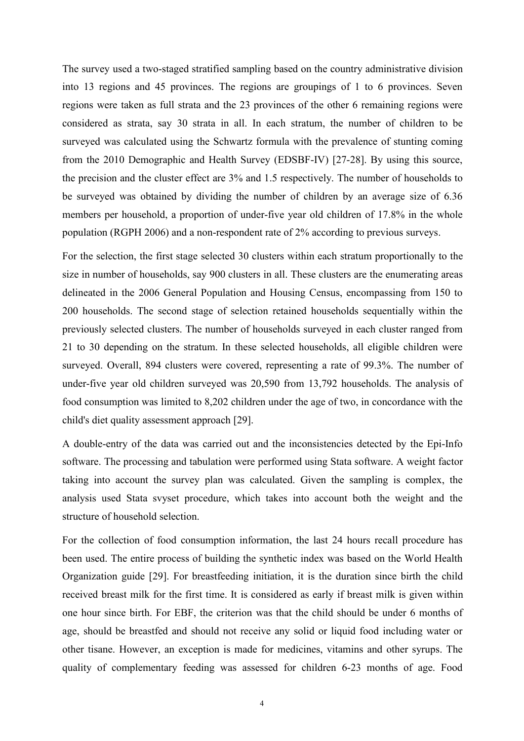The survey used a two-staged stratified sampling based on the country administrative division into 13 regions and 45 provinces. The regions are groupings of 1 to 6 provinces. Seven regions were taken as full strata and the 23 provinces of the other 6 remaining regions were considered as strata, say 30 strata in all. In each stratum, the number of children to be surveyed was calculated using the Schwartz formula with the prevalence of stunting coming from the 2010 Demographic and Health Survey (EDSBF-IV) [27-28]. By using this source, the precision and the cluster effect are 3% and 1.5 respectively. The number of households to be surveyed was obtained by dividing the number of children by an average size of 6.36 members per household, a proportion of under-five year old children of 17.8% in the whole population (RGPH 2006) and a non-respondent rate of 2% according to previous surveys.

For the selection, the first stage selected 30 clusters within each stratum proportionally to the size in number of households, say 900 clusters in all. These clusters are the enumerating areas delineated in the 2006 General Population and Housing Census, encompassing from 150 to 200 households. The second stage of selection retained households sequentially within the previously selected clusters. The number of households surveyed in each cluster ranged from 21 to 30 depending on the stratum. In these selected households, all eligible children were surveyed. Overall, 894 clusters were covered, representing a rate of 99.3%. The number of under-five year old children surveyed was 20,590 from 13,792 households. The analysis of food consumption was limited to 8,202 children under the age of two, in concordance with the child's diet quality assessment approach [29].

A double-entry of the data was carried out and the inconsistencies detected by the Epi-Info software. The processing and tabulation were performed using Stata software. A weight factor taking into account the survey plan was calculated. Given the sampling is complex, the analysis used Stata svyset procedure, which takes into account both the weight and the structure of household selection.

For the collection of food consumption information, the last 24 hours recall procedure has been used. The entire process of building the synthetic index was based on the World Health Organization guide [29]. For breastfeeding initiation, it is the duration since birth the child received breast milk for the first time. It is considered as early if breast milk is given within one hour since birth. For EBF, the criterion was that the child should be under 6 months of age, should be breastfed and should not receive any solid or liquid food including water or other tisane. However, an exception is made for medicines, vitamins and other syrups. The quality of complementary feeding was assessed for children 6-23 months of age. Food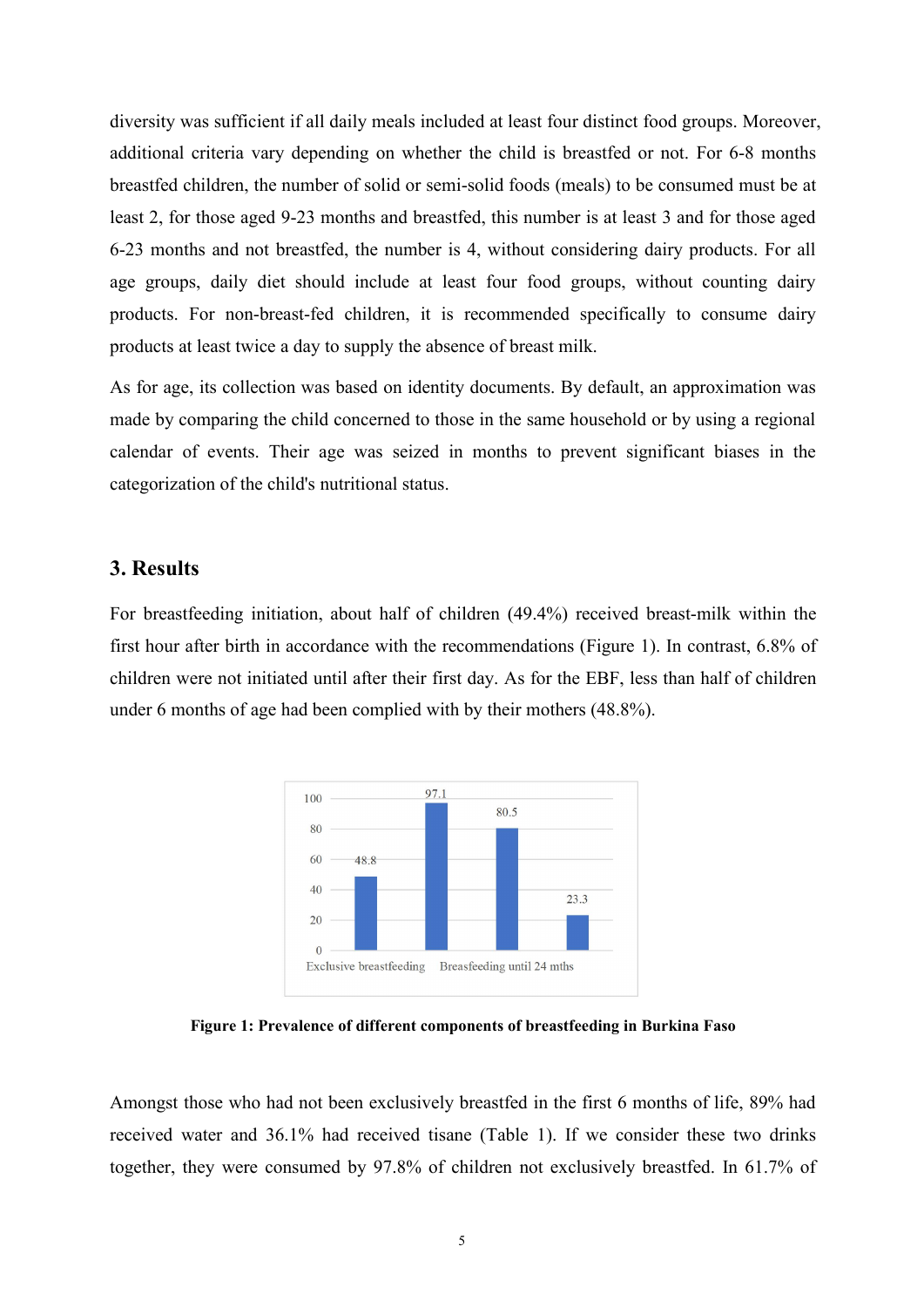diversity was sufficient if all daily meals included at least four distinct food groups. Moreover, additional criteria vary depending on whether the child is breastfed or not. For 6-8 months breastfed children, the number of solid or semi-solid foods (meals) to be consumed must be at least 2, for those aged 9-23 months and breastfed, this number is at least 3 and for those aged 6-23 months and not breastfed, the number is 4, without considering dairy products. For all age groups, daily diet should include at least four food groups, without counting dairy products. For non-breast-fed children, it is recommended specifically to consume dairy products at least twice a day to supply the absence of breast milk.

As for age, its collection was based on identity documents. By default, an approximation was made by comparing the child concerned to those in the same household or by using a regional calendar of events. Their age was seized in months to prevent significant biases in the categorization of the child's nutritional status.

## 3. Results

For breastfeeding initiation, about half of children (49.4%) received breast-milk within the first hour after birth in accordance with the recommendations (Figure 1). In contrast, 6.8% of children were not initiated until after their first day. As for the EBF, less than half of children under 6 months of age had been complied with by their mothers (48.8%).

| | Exclusive breastfeeding | | Breasfeeding until 24 mths | |
|---|---|---|---|---|
| Value | 48.8 | 97.1 | 80.5 | 23.3 |

**Figure 1: Prevalence of different components of breastfeeding in Burkina Faso**

Amongst those who had not been exclusively breastfed in the first 6 months of life, 89% had received water and 36.1% had received tisane (Table 1). If we consider these two drinks together, they were consumed by 97.8% of children not exclusively breastfed. In 61.7% of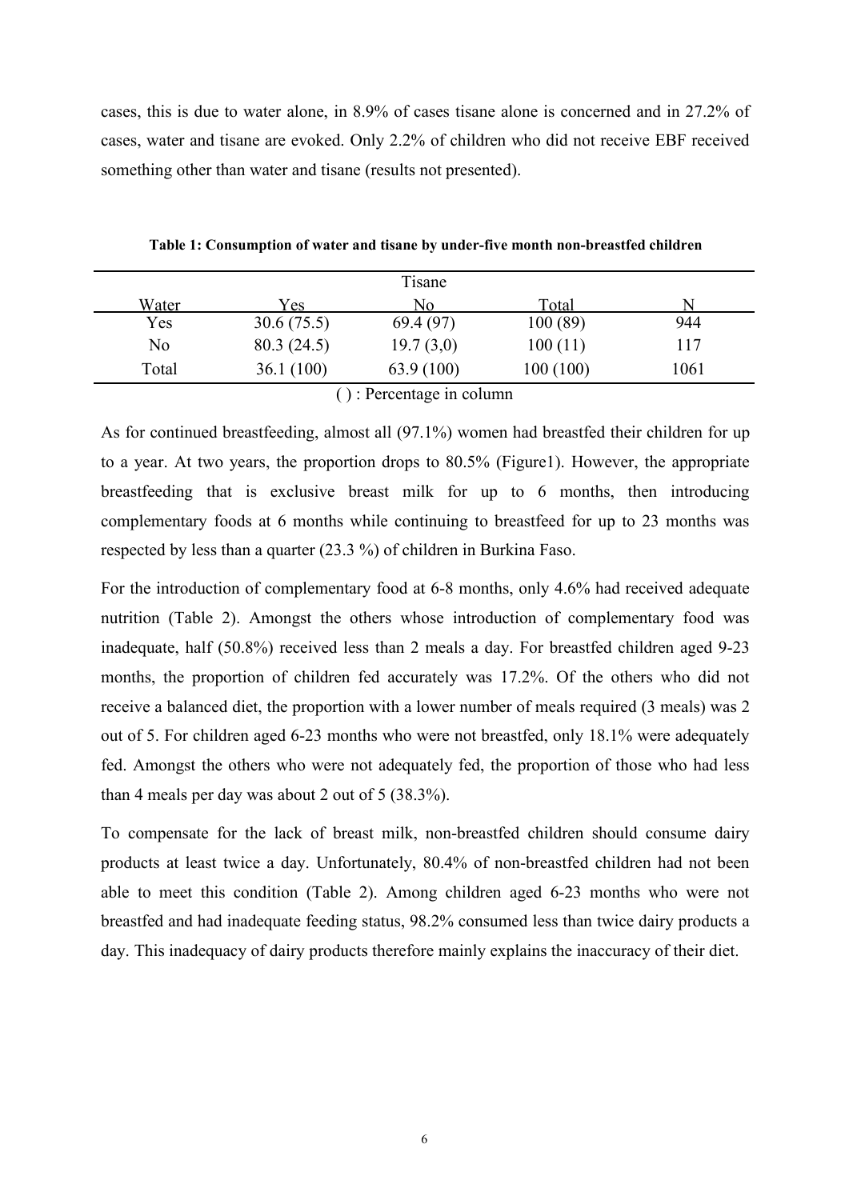cases, this is due to water alone, in 8.9% of cases tisane alone is concerned and in 27.2% of cases, water and tisane are evoked. Only 2.2% of children who did not receive EBF received something other than water and tisane (results not presented).

**Table 1: Consumption of water and tisane by under-five month non-breastfed children**

| | Tisane | | | |
|---|---|---|---|---|
| Water | Yes | No | Total | N |
| Yes | 30.6 (75.5) | 69.4 (97) | 100 (89) | 944 |
| No | 80.3 (24.5) | 19.7 (3,0) | 100 (11) | 117 |
| Total | 36.1 (100) | 63.9 (100) | 100 (100) | 1061 |

( ) : Percentage in column

As for continued breastfeeding, almost all (97.1%) women had breastfed their children for up to a year. At two years, the proportion drops to 80.5% (Figure1). However, the appropriate breastfeeding that is exclusive breast milk for up to 6 months, then introducing complementary foods at 6 months while continuing to breastfeed for up to 23 months was respected by less than a quarter (23.3 %) of children in Burkina Faso.

For the introduction of complementary food at 6-8 months, only 4.6% had received adequate nutrition (Table 2). Amongst the others whose introduction of complementary food was inadequate, half (50.8%) received less than 2 meals a day. For breastfed children aged 9-23 months, the proportion of children fed accurately was 17.2%. Of the others who did not receive a balanced diet, the proportion with a lower number of meals required (3 meals) was 2 out of 5. For children aged 6-23 months who were not breastfed, only 18.1% were adequately fed. Amongst the others who were not adequately fed, the proportion of those who had less than 4 meals per day was about 2 out of 5 (38.3%).

To compensate for the lack of breast milk, non-breastfed children should consume dairy products at least twice a day. Unfortunately, 80.4% of non-breastfed children had not been able to meet this condition (Table 2). Among children aged 6-23 months who were not breastfed and had inadequate feeding status, 98.2% consumed less than twice dairy products a day. This inadequacy of dairy products therefore mainly explains the inaccuracy of their diet.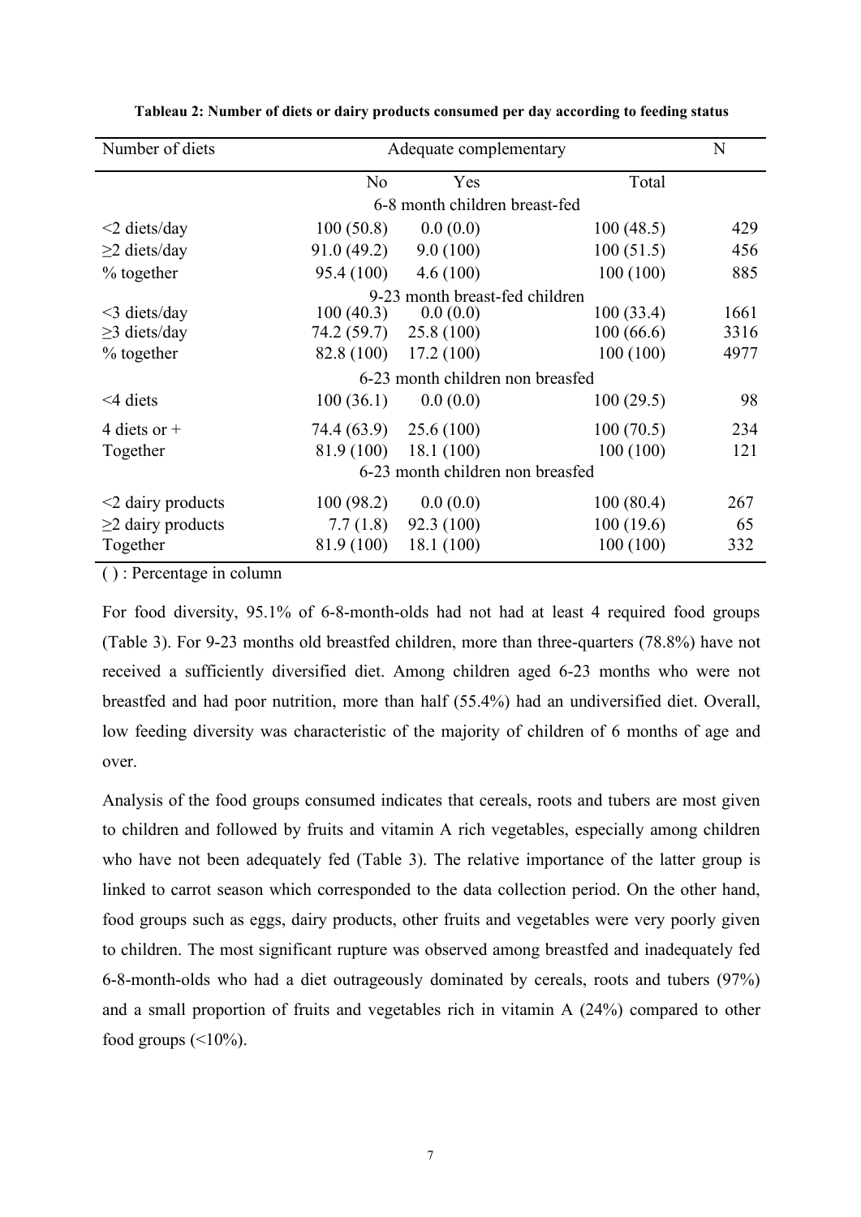**Tableau 2: Number of diets or dairy products consumed per day according to feeding status**

| Number of diets | Adequate complementary | | | N |
|---|---|---|---|---|
| | No | Yes | Total | |
| | 6-8 month children breast-fed | | | |
| <2 diets/day | 100 (50.8) | 0.0 (0.0) | 100 (48.5) | 429 |
| ≥2 diets/day | 91.0 (49.2) | 9.0 (100) | 100 (51.5) | 456 |
| % together | 95.4 (100) | 4.6 (100) | 100 (100) | 885 |
| | 9-23 month breast-fed children | | | |
| <3 diets/day | 100 (40.3) | 0.0 (0.0) | 100 (33.4) | 1661 |
| ≥3 diets/day | 74.2 (59.7) | 25.8 (100) | 100 (66.6) | 3316 |
| % together | 82.8 (100) | 17.2 (100) | 100 (100) | 4977 |
| | 6-23 month children non breasfed | | | |
| <4 diets | 100 (36.1) | 0.0 (0.0) | 100 (29.5) | 98 |
| 4 diets or + | 74.4 (63.9) | 25.6 (100) | 100 (70.5) | 234 |
| Together | 81.9 (100) | 18.1 (100) | 100 (100) | 121 |
| | 6-23 month children non breasfed | | | |
| <2 dairy products | 100 (98.2) | 0.0 (0.0) | 100 (80.4) | 267 |
| ≥2 dairy products | 7.7 (1.8) | 92.3 (100) | 100 (19.6) | 65 |
| Together | 81.9 (100) | 18.1 (100) | 100 (100) | 332 |

( ) : Percentage in column

For food diversity, 95.1% of 6-8-month-olds had not had at least 4 required food groups (Table 3). For 9-23 months old breastfed children, more than three-quarters (78.8%) have not received a sufficiently diversified diet. Among children aged 6-23 months who were not breastfed and had poor nutrition, more than half (55.4%) had an undiversified diet. Overall, low feeding diversity was characteristic of the majority of children of 6 months of age and over.

Analysis of the food groups consumed indicates that cereals, roots and tubers are most given to children and followed by fruits and vitamin A rich vegetables, especially among children who have not been adequately fed (Table 3). The relative importance of the latter group is linked to carrot season which corresponded to the data collection period. On the other hand, food groups such as eggs, dairy products, other fruits and vegetables were very poorly given to children. The most significant rupture was observed among breastfed and inadequately fed 6-8-month-olds who had a diet outrageously dominated by cereals, roots and tubers (97%) and a small proportion of fruits and vegetables rich in vitamin A (24%) compared to other food groups (<10%).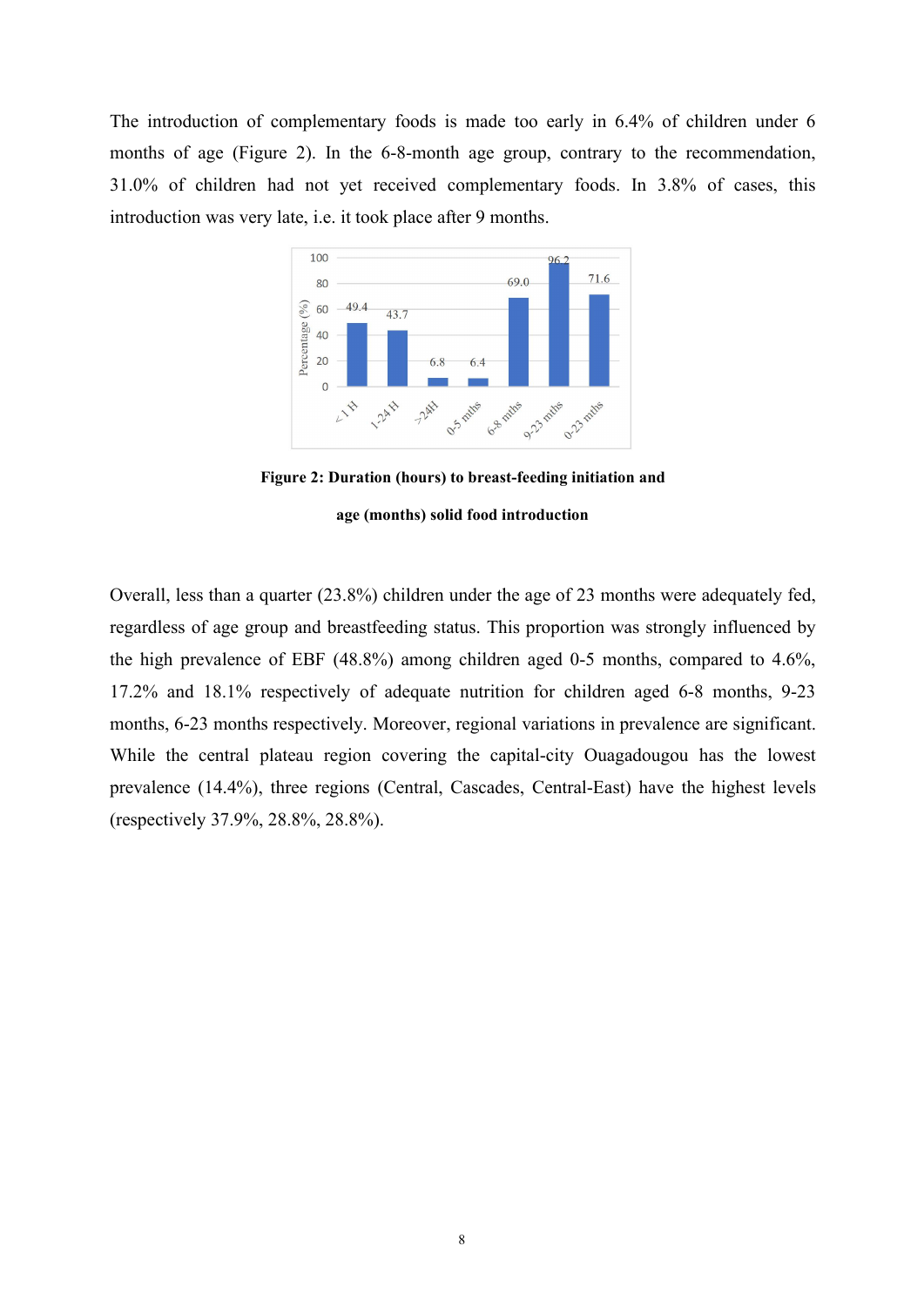The introduction of complementary foods is made too early in 6.4% of children under 6 months of age (Figure 2). In the 6-8-month age group, contrary to the recommendation, 31.0% of children had not yet received complementary foods. In 3.8% of cases, this introduction was very late, i.e. it took place after 9 months.

**Figure 2: Duration (hours) to breast-feeding initiation and age (months) solid food introduction**

Overall, less than a quarter (23.8%) children under the age of 23 months were adequately fed, regardless of age group and breastfeeding status. This proportion was strongly influenced by the high prevalence of EBF (48.8%) among children aged 0-5 months, compared to 4.6%, 17.2% and 18.1% respectively of adequate nutrition for children aged 6-8 months, 9-23 months, 6-23 months respectively. Moreover, regional variations in prevalence are significant. While the central plateau region covering the capital-city Ouagadougou has the lowest prevalence (14.4%), three regions (Central, Cascades, Central-East) have the highest levels (respectively 37.9%, 28.8%, 28.8%).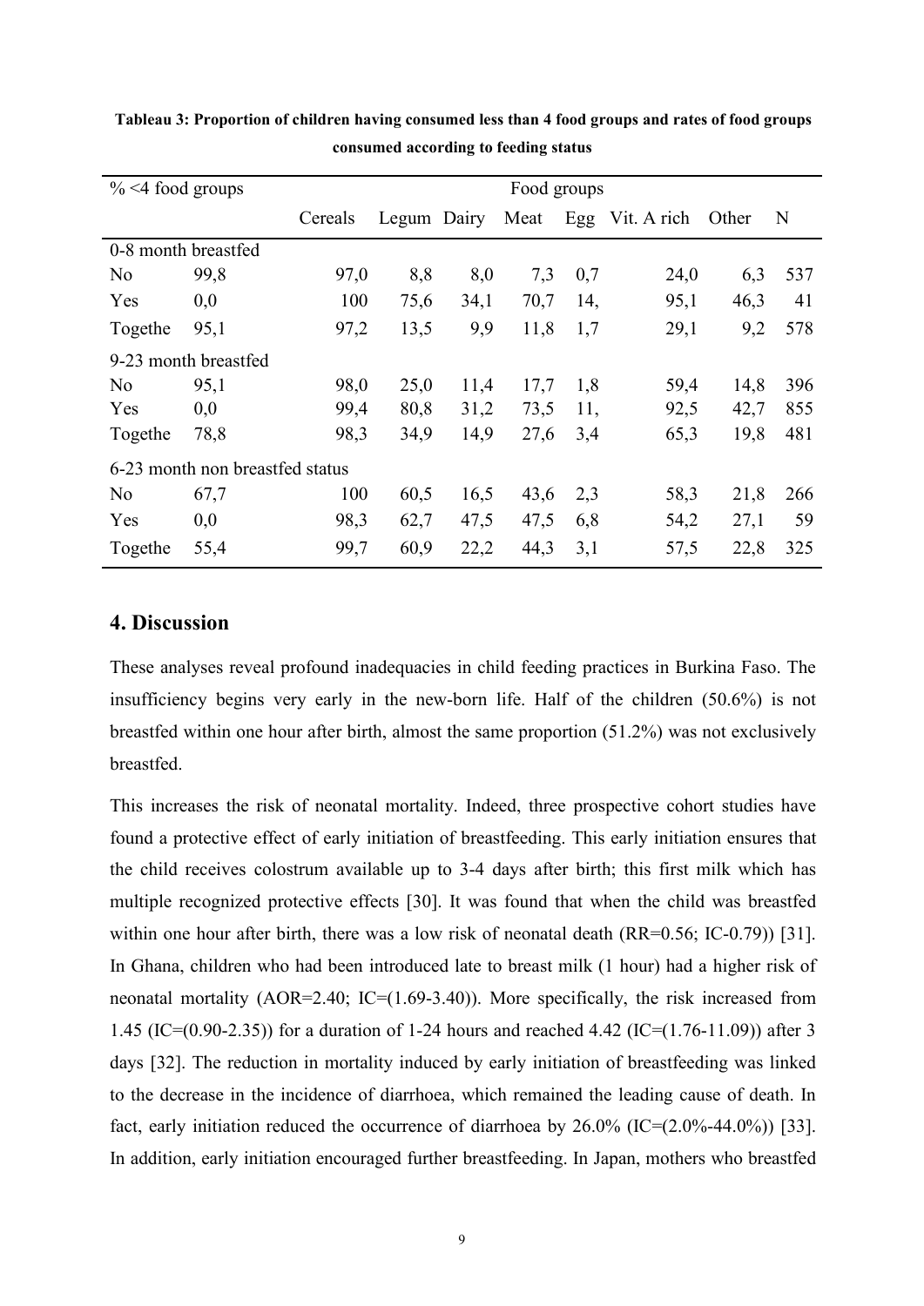**Tableau 3: Proportion of children having consumed less than 4 food groups and rates of food groups consumed according to feeding status**

| % <4 food groups | | Food groups | | | | | | | |
|---|---|---|---|---|---|---|---|---|---|
| | | Cereals | Legum | Dairy | Meat | Egg | Vit. A rich | Other | N |
| 0-8 month breastfed | | | | | | | | | |
| No | 99,8 | 97,0 | 8,8 | 8,0 | 7,3 | 0,7 | 24,0 | 6,3 | 537 |
| Yes | 0,0 | 100 | 75,6 | 34,1 | 70,7 | 14, | 95,1 | 46,3 | 41 |
| Togethe | 95,1 | 97,2 | 13,5 | 9,9 | 11,8 | 1,7 | 29,1 | 9,2 | 578 |
| 9-23 month breastfed | | | | | | | | | |
| No | 95,1 | 98,0 | 25,0 | 11,4 | 17,7 | 1,8 | 59,4 | 14,8 | 396 |
| Yes | 0,0 | 99,4 | 80,8 | 31,2 | 73,5 | 11, | 92,5 | 42,7 | 855 |
| Togethe | 78,8 | 98,3 | 34,9 | 14,9 | 27,6 | 3,4 | 65,3 | 19,8 | 481 |
| 6-23 month non breastfed status | | | | | | | | | |
| No | 67,7 | 100 | 60,5 | 16,5 | 43,6 | 2,3 | 58,3 | 21,8 | 266 |
| Yes | 0,0 | 98,3 | 62,7 | 47,5 | 47,5 | 6,8 | 54,2 | 27,1 | 59 |
| Togethe | 55,4 | 99,7 | 60,9 | 22,2 | 44,3 | 3,1 | 57,5 | 22,8 | 325 |

## 4. Discussion

These analyses reveal profound inadequacies in child feeding practices in Burkina Faso. The insufficiency begins very early in the new-born life. Half of the children (50.6%) is not breastfed within one hour after birth, almost the same proportion (51.2%) was not exclusively breastfed.

This increases the risk of neonatal mortality. Indeed, three prospective cohort studies have found a protective effect of early initiation of breastfeeding. This early initiation ensures that the child receives colostrum available up to 3-4 days after birth; this first milk which has multiple recognized protective effects [30]. It was found that when the child was breastfed within one hour after birth, there was a low risk of neonatal death (RR=0.56; IC-0.79)) [31]. In Ghana, children who had been introduced late to breast milk (1 hour) had a higher risk of neonatal mortality (AOR=2.40; IC=(1.69-3.40)). More specifically, the risk increased from 1.45 (IC=(0.90-2.35)) for a duration of 1-24 hours and reached 4.42 (IC=(1.76-11.09)) after 3 days [32]. The reduction in mortality induced by early initiation of breastfeeding was linked to the decrease in the incidence of diarrhoea, which remained the leading cause of death. In fact, early initiation reduced the occurrence of diarrhoea by 26.0% (IC=(2.0%-44.0%)) [33]. In addition, early initiation encouraged further breastfeeding. In Japan, mothers who breastfed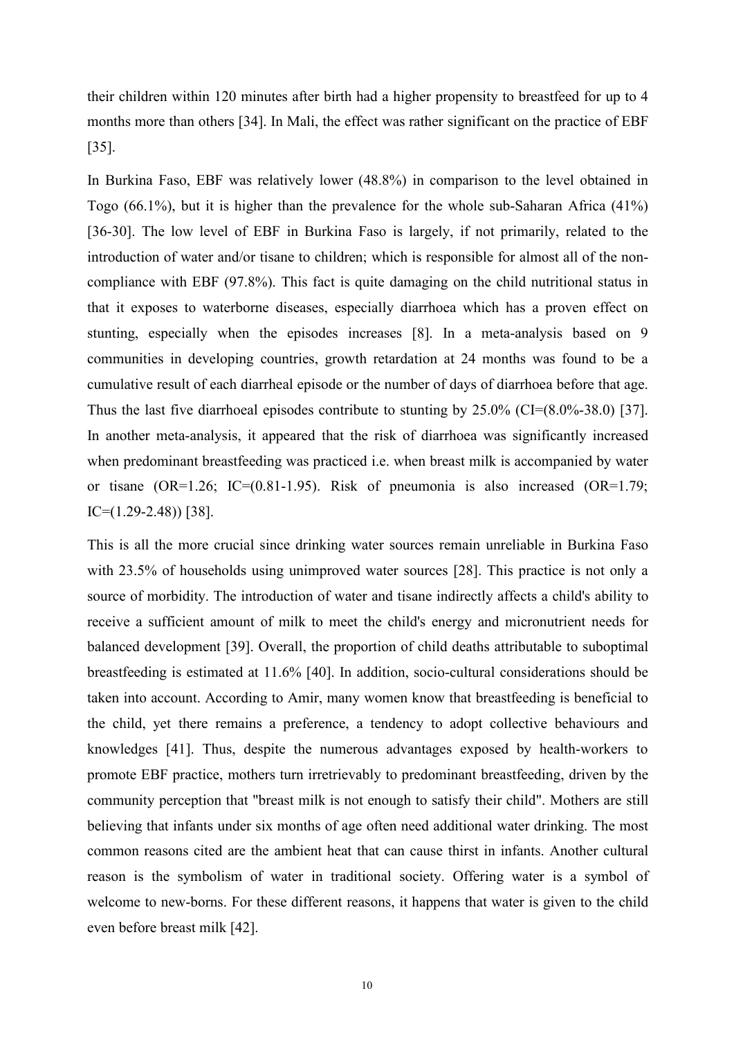their children within 120 minutes after birth had a higher propensity to breastfeed for up to 4 months more than others [34]. In Mali, the effect was rather significant on the practice of EBF [35].

In Burkina Faso, EBF was relatively lower (48.8%) in comparison to the level obtained in Togo (66.1%), but it is higher than the prevalence for the whole sub-Saharan Africa (41%) [36-30]. The low level of EBF in Burkina Faso is largely, if not primarily, related to the introduction of water and/or tisane to children; which is responsible for almost all of the non-compliance with EBF (97.8%). This fact is quite damaging on the child nutritional status in that it exposes to waterborne diseases, especially diarrhoea which has a proven effect on stunting, especially when the episodes increases [8]. In a meta-analysis based on 9 communities in developing countries, growth retardation at 24 months was found to be a cumulative result of each diarrheal episode or the number of days of diarrhoea before that age. Thus the last five diarrhoeal episodes contribute to stunting by 25.0% (CI=(8.0%-38.0) [37]. In another meta-analysis, it appeared that the risk of diarrhoea was significantly increased when predominant breastfeeding was practiced i.e. when breast milk is accompanied by water or tisane (OR=1.26; IC=(0.81-1.95). Risk of pneumonia is also increased (OR=1.79; IC=(1.29-2.48)) [38].

This is all the more crucial since drinking water sources remain unreliable in Burkina Faso with 23.5% of households using unimproved water sources [28]. This practice is not only a source of morbidity. The introduction of water and tisane indirectly affects a child's ability to receive a sufficient amount of milk to meet the child's energy and micronutrient needs for balanced development [39]. Overall, the proportion of child deaths attributable to suboptimal breastfeeding is estimated at 11.6% [40]. In addition, socio-cultural considerations should be taken into account. According to Amir, many women know that breastfeeding is beneficial to the child, yet there remains a preference, a tendency to adopt collective behaviours and knowledges [41]. Thus, despite the numerous advantages exposed by health-workers to promote EBF practice, mothers turn irretrievably to predominant breastfeeding, driven by the community perception that "breast milk is not enough to satisfy their child". Mothers are still believing that infants under six months of age often need additional water drinking. The most common reasons cited are the ambient heat that can cause thirst in infants. Another cultural reason is the symbolism of water in traditional society. Offering water is a symbol of welcome to new-borns. For these different reasons, it happens that water is given to the child even before breast milk [42].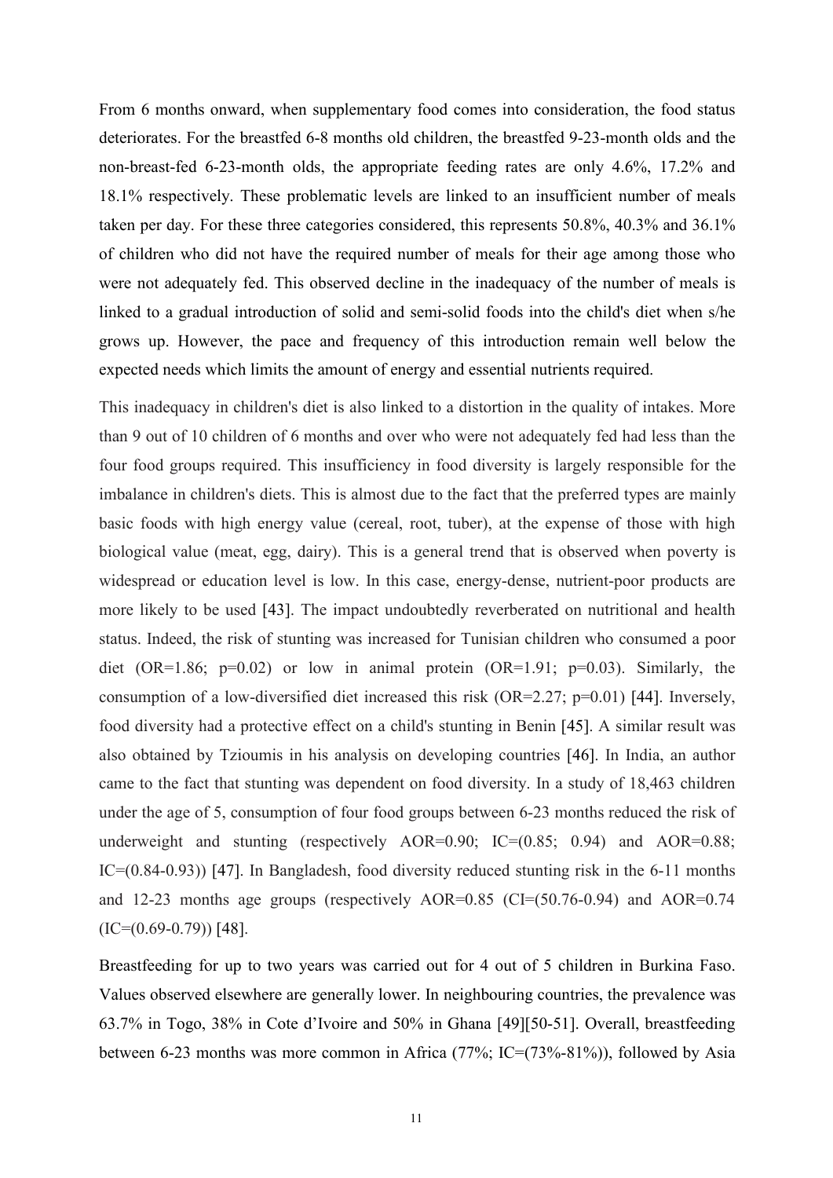From 6 months onward, when supplementary food comes into consideration, the food status deteriorates. For the breastfed 6-8 months old children, the breastfed 9-23-month olds and the non-breast-fed 6-23-month olds, the appropriate feeding rates are only 4.6%, 17.2% and 18.1% respectively. These problematic levels are linked to an insufficient number of meals taken per day. For these three categories considered, this represents 50.8%, 40.3% and 36.1% of children who did not have the required number of meals for their age among those who were not adequately fed. This observed decline in the inadequacy of the number of meals is linked to a gradual introduction of solid and semi-solid foods into the child's diet when s/he grows up. However, the pace and frequency of this introduction remain well below the expected needs which limits the amount of energy and essential nutrients required.

This inadequacy in children's diet is also linked to a distortion in the quality of intakes. More than 9 out of 10 children of 6 months and over who were not adequately fed had less than the four food groups required. This insufficiency in food diversity is largely responsible for the imbalance in children's diets. This is almost due to the fact that the preferred types are mainly basic foods with high energy value (cereal, root, tuber), at the expense of those with high biological value (meat, egg, dairy). This is a general trend that is observed when poverty is widespread or education level is low. In this case, energy-dense, nutrient-poor products are more likely to be used [43]. The impact undoubtedly reverberated on nutritional and health status. Indeed, the risk of stunting was increased for Tunisian children who consumed a poor diet (OR=1.86; p=0.02) or low in animal protein (OR=1.91; p=0.03). Similarly, the consumption of a low-diversified diet increased this risk (OR=2.27; p=0.01) [44]. Inversely, food diversity had a protective effect on a child's stunting in Benin [45]. A similar result was also obtained by Tzioumis in his analysis on developing countries [46]. In India, an author came to the fact that stunting was dependent on food diversity. In a study of 18,463 children under the age of 5, consumption of four food groups between 6-23 months reduced the risk of underweight and stunting (respectively AOR=0.90; IC=(0.85; 0.94) and AOR=0.88; IC=(0.84-0.93)) [47]. In Bangladesh, food diversity reduced stunting risk in the 6-11 months and 12-23 months age groups (respectively AOR=0.85 (CI=(50.76-0.94) and AOR=0.74 (IC=(0.69-0.79)) [48].

Breastfeeding for up to two years was carried out for 4 out of 5 children in Burkina Faso. Values observed elsewhere are generally lower. In neighbouring countries, the prevalence was 63.7% in Togo, 38% in Cote d'Ivoire and 50% in Ghana [49][50-51]. Overall, breastfeeding between 6-23 months was more common in Africa (77%; IC=(73%-81%)), followed by Asia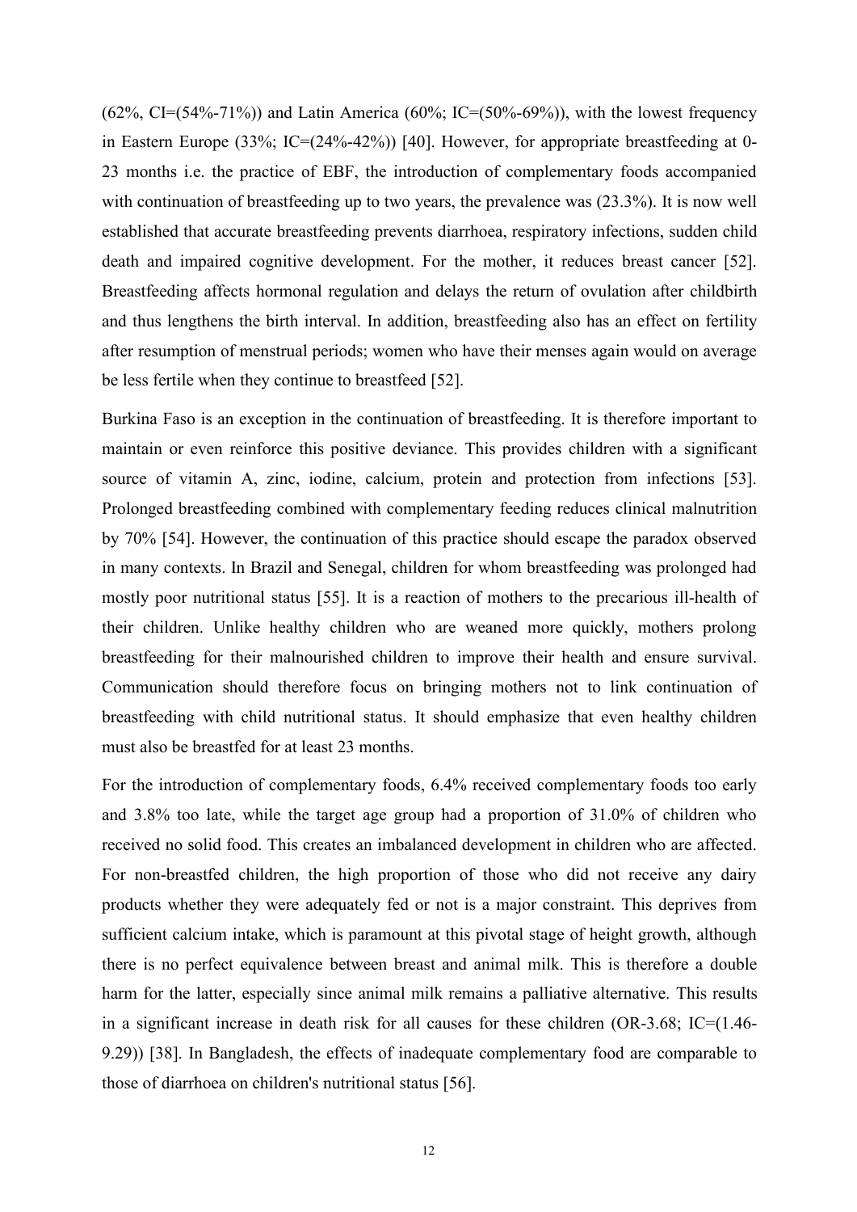(62%, CI=(54%-71%)) and Latin America (60%; IC=(50%-69%)), with the lowest frequency in Eastern Europe (33%; IC=(24%-42%)) [40]. However, for appropriate breastfeeding at 0-23 months i.e. the practice of EBF, the introduction of complementary foods accompanied with continuation of breastfeeding up to two years, the prevalence was (23.3%). It is now well established that accurate breastfeeding prevents diarrhoea, respiratory infections, sudden child death and impaired cognitive development. For the mother, it reduces breast cancer [52]. Breastfeeding affects hormonal regulation and delays the return of ovulation after childbirth and thus lengthens the birth interval. In addition, breastfeeding also has an effect on fertility after resumption of menstrual periods; women who have their menses again would on average be less fertile when they continue to breastfeed [52].

Burkina Faso is an exception in the continuation of breastfeeding. It is therefore important to maintain or even reinforce this positive deviance. This provides children with a significant source of vitamin A, zinc, iodine, calcium, protein and protection from infections [53]. Prolonged breastfeeding combined with complementary feeding reduces clinical malnutrition by 70% [54]. However, the continuation of this practice should escape the paradox observed in many contexts. In Brazil and Senegal, children for whom breastfeeding was prolonged had mostly poor nutritional status [55]. It is a reaction of mothers to the precarious ill-health of their children. Unlike healthy children who are weaned more quickly, mothers prolong breastfeeding for their malnourished children to improve their health and ensure survival. Communication should therefore focus on bringing mothers not to link continuation of breastfeeding with child nutritional status. It should emphasize that even healthy children must also be breastfed for at least 23 months.

For the introduction of complementary foods, 6.4% received complementary foods too early and 3.8% too late, while the target age group had a proportion of 31.0% of children who received no solid food. This creates an imbalanced development in children who are affected. For non-breastfed children, the high proportion of those who did not receive any dairy products whether they were adequately fed or not is a major constraint. This deprives from sufficient calcium intake, which is paramount at this pivotal stage of height growth, although there is no perfect equivalence between breast and animal milk. This is therefore a double harm for the latter, especially since animal milk remains a palliative alternative. This results in a significant increase in death risk for all causes for these children (OR-3.68; IC=(1.46-9.29)) [38]. In Bangladesh, the effects of inadequate complementary food are comparable to those of diarrhoea on children's nutritional status [56].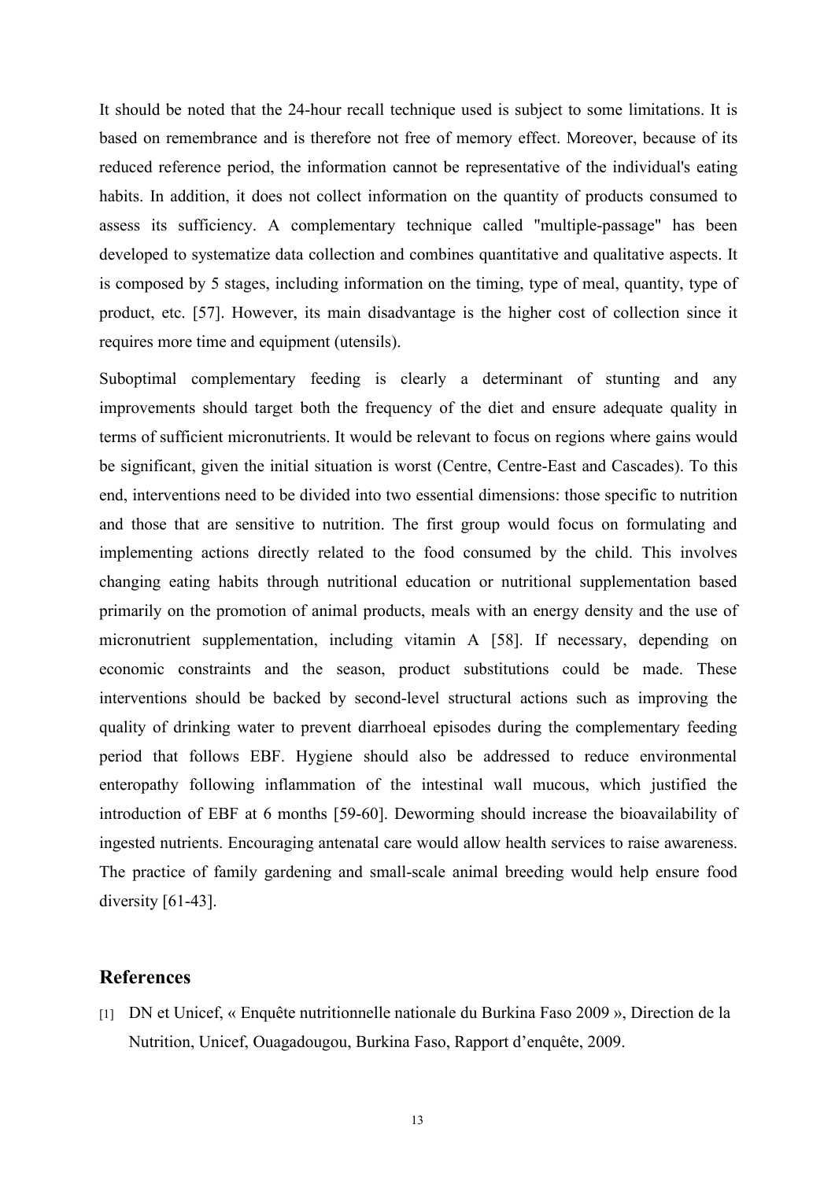It should be noted that the 24-hour recall technique used is subject to some limitations. It is based on remembrance and is therefore not free of memory effect. Moreover, because of its reduced reference period, the information cannot be representative of the individual's eating habits. In addition, it does not collect information on the quantity of products consumed to assess its sufficiency. A complementary technique called "multiple-passage" has been developed to systematize data collection and combines quantitative and qualitative aspects. It is composed by 5 stages, including information on the timing, type of meal, quantity, type of product, etc. [57]. However, its main disadvantage is the higher cost of collection since it requires more time and equipment (utensils).

Suboptimal complementary feeding is clearly a determinant of stunting and any improvements should target both the frequency of the diet and ensure adequate quality in terms of sufficient micronutrients. It would be relevant to focus on regions where gains would be significant, given the initial situation is worst (Centre, Centre-East and Cascades). To this end, interventions need to be divided into two essential dimensions: those specific to nutrition and those that are sensitive to nutrition. The first group would focus on formulating and implementing actions directly related to the food consumed by the child. This involves changing eating habits through nutritional education or nutritional supplementation based primarily on the promotion of animal products, meals with an energy density and the use of micronutrient supplementation, including vitamin A [58]. If necessary, depending on economic constraints and the season, product substitutions could be made. These interventions should be backed by second-level structural actions such as improving the quality of drinking water to prevent diarrhoeal episodes during the complementary feeding period that follows EBF. Hygiene should also be addressed to reduce environmental enteropathy following inflammation of the intestinal wall mucous, which justified the introduction of EBF at 6 months [59-60]. Deworming should increase the bioavailability of ingested nutrients. Encouraging antenatal care would allow health services to raise awareness. The practice of family gardening and small-scale animal breeding would help ensure food diversity [61-43].

## References

[1] DN et Unicef, « Enquête nutritionnelle nationale du Burkina Faso 2009 », Direction de la Nutrition, Unicef, Ouagadougou, Burkina Faso, Rapport d'enquête, 2009.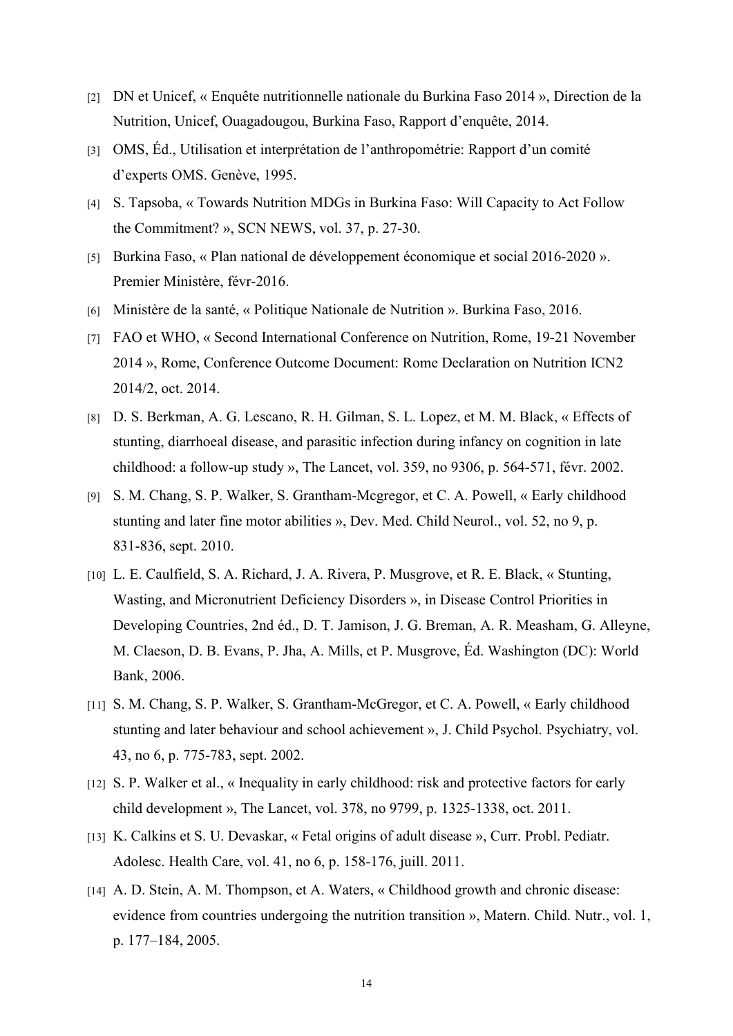[2] DN et Unicef, « Enquête nutritionnelle nationale du Burkina Faso 2014 », Direction de la Nutrition, Unicef, Ouagadougou, Burkina Faso, Rapport d'enquête, 2014.

[3] OMS, Éd., Utilisation et interprétation de l'anthropométrie: Rapport d'un comité d'experts OMS. Genève, 1995.

[4] S. Tapsoba, « Towards Nutrition MDGs in Burkina Faso: Will Capacity to Act Follow the Commitment? », SCN NEWS, vol. 37, p. 27-30.

[5] Burkina Faso, « Plan national de développement économique et social 2016-2020 ». Premier Ministère, févr-2016.

[6] Ministère de la santé, « Politique Nationale de Nutrition ». Burkina Faso, 2016.

[7] FAO et WHO, « Second International Conference on Nutrition, Rome, 19-21 November 2014 », Rome, Conference Outcome Document: Rome Declaration on Nutrition ICN2 2014/2, oct. 2014.

[8] D. S. Berkman, A. G. Lescano, R. H. Gilman, S. L. Lopez, et M. M. Black, « Effects of stunting, diarrhoeal disease, and parasitic infection during infancy on cognition in late childhood: a follow-up study », The Lancet, vol. 359, no 9306, p. 564-571, févr. 2002.

[9] S. M. Chang, S. P. Walker, S. Grantham-Mcgregor, et C. A. Powell, « Early childhood stunting and later fine motor abilities », Dev. Med. Child Neurol., vol. 52, no 9, p. 831-836, sept. 2010.

[10] L. E. Caulfield, S. A. Richard, J. A. Rivera, P. Musgrove, et R. E. Black, « Stunting, Wasting, and Micronutrient Deficiency Disorders », in Disease Control Priorities in Developing Countries, 2nd éd., D. T. Jamison, J. G. Breman, A. R. Measham, G. Alleyne, M. Claeson, D. B. Evans, P. Jha, A. Mills, et P. Musgrove, Éd. Washington (DC): World Bank, 2006.

[11] S. M. Chang, S. P. Walker, S. Grantham-McGregor, et C. A. Powell, « Early childhood stunting and later behaviour and school achievement », J. Child Psychol. Psychiatry, vol. 43, no 6, p. 775-783, sept. 2002.

[12] S. P. Walker et al., « Inequality in early childhood: risk and protective factors for early child development », The Lancet, vol. 378, no 9799, p. 1325-1338, oct. 2011.

[13] K. Calkins et S. U. Devaskar, « Fetal origins of adult disease », Curr. Probl. Pediatr. Adolesc. Health Care, vol. 41, no 6, p. 158-176, juill. 2011.

[14] A. D. Stein, A. M. Thompson, et A. Waters, « Childhood growth and chronic disease: evidence from countries undergoing the nutrition transition », Matern. Child. Nutr., vol. 1, p. 177–184, 2005.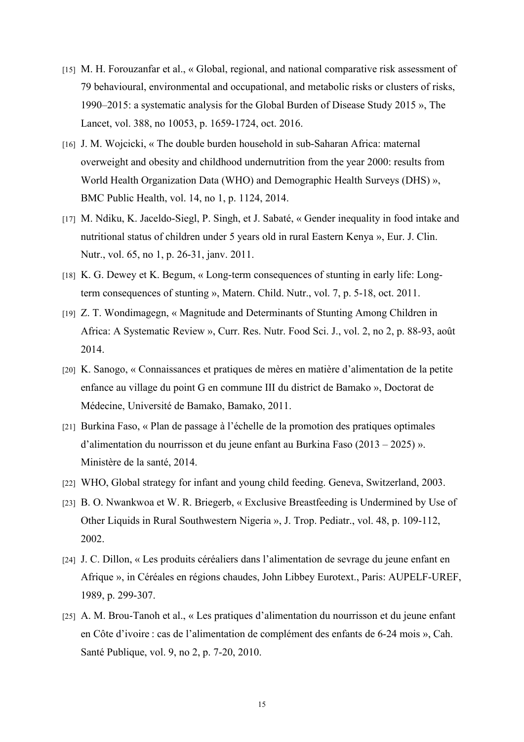[15] M. H. Forouzanfar et al., « Global, regional, and national comparative risk assessment of 79 behavioural, environmental and occupational, and metabolic risks or clusters of risks, 1990–2015: a systematic analysis for the Global Burden of Disease Study 2015 », The Lancet, vol. 388, no 10053, p. 1659-1724, oct. 2016.

[16] J. M. Wojcicki, « The double burden household in sub-Saharan Africa: maternal overweight and obesity and childhood undernutrition from the year 2000: results from World Health Organization Data (WHO) and Demographic Health Surveys (DHS) », BMC Public Health, vol. 14, no 1, p. 1124, 2014.

[17] M. Ndiku, K. Jaceldo-Siegl, P. Singh, et J. Sabaté, « Gender inequality in food intake and nutritional status of children under 5 years old in rural Eastern Kenya », Eur. J. Clin. Nutr., vol. 65, no 1, p. 26-31, janv. 2011.

[18] K. G. Dewey et K. Begum, « Long-term consequences of stunting in early life: Long-term consequences of stunting », Matern. Child. Nutr., vol. 7, p. 5-18, oct. 2011.

[19] Z. T. Wondimagegn, « Magnitude and Determinants of Stunting Among Children in Africa: A Systematic Review », Curr. Res. Nutr. Food Sci. J., vol. 2, no 2, p. 88-93, août 2014.

[20] K. Sanogo, « Connaissances et pratiques de mères en matière d'alimentation de la petite enfance au village du point G en commune III du district de Bamako », Doctorat de Médecine, Université de Bamako, Bamako, 2011.

[21] Burkina Faso, « Plan de passage à l'échelle de la promotion des pratiques optimales d'alimentation du nourrisson et du jeune enfant au Burkina Faso (2013 – 2025) ». Ministère de la santé, 2014.

[22] WHO, Global strategy for infant and young child feeding. Geneva, Switzerland, 2003.

[23] B. O. Nwankwoa et W. R. Briegerb, « Exclusive Breastfeeding is Undermined by Use of Other Liquids in Rural Southwestern Nigeria », J. Trop. Pediatr., vol. 48, p. 109-112, 2002.

[24] J. C. Dillon, « Les produits céréaliers dans l'alimentation de sevrage du jeune enfant en Afrique », in Céréales en régions chaudes, John Libbey Eurotext., Paris: AUPELF-UREF, 1989, p. 299-307.

[25] A. M. Brou-Tanoh et al., « Les pratiques d'alimentation du nourrisson et du jeune enfant en Côte d'ivoire : cas de l'alimentation de complément des enfants de 6-24 mois », Cah. Santé Publique, vol. 9, no 2, p. 7-20, 2010.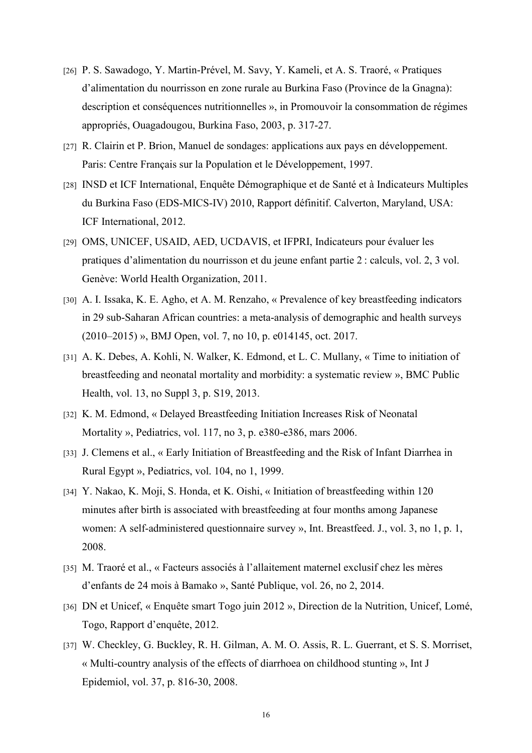[26] P. S. Sawadogo, Y. Martin-Prével, M. Savy, Y. Kameli, et A. S. Traoré, « Pratiques d'alimentation du nourrisson en zone rurale au Burkina Faso (Province de la Gnagna): description et conséquences nutritionnelles », in Promouvoir la consommation de régimes appropriés, Ouagadougou, Burkina Faso, 2003, p. 317-27.

[27] R. Clairin et P. Brion, Manuel de sondages: applications aux pays en développement. Paris: Centre Français sur la Population et le Développement, 1997.

[28] INSD et ICF International, Enquête Démographique et de Santé et à Indicateurs Multiples du Burkina Faso (EDS-MICS-IV) 2010, Rapport définitif. Calverton, Maryland, USA: ICF International, 2012.

[29] OMS, UNICEF, USAID, AED, UCDAVIS, et IFPRI, Indicateurs pour évaluer les pratiques d'alimentation du nourrisson et du jeune enfant partie 2 : calculs, vol. 2, 3 vol. Genève: World Health Organization, 2011.

[30] A. I. Issaka, K. E. Agho, et A. M. Renzaho, « Prevalence of key breastfeeding indicators in 29 sub-Saharan African countries: a meta-analysis of demographic and health surveys (2010–2015) », BMJ Open, vol. 7, no 10, p. e014145, oct. 2017.

[31] A. K. Debes, A. Kohli, N. Walker, K. Edmond, et L. C. Mullany, « Time to initiation of breastfeeding and neonatal mortality and morbidity: a systematic review », BMC Public Health, vol. 13, no Suppl 3, p. S19, 2013.

[32] K. M. Edmond, « Delayed Breastfeeding Initiation Increases Risk of Neonatal Mortality », Pediatrics, vol. 117, no 3, p. e380-e386, mars 2006.

[33] J. Clemens et al., « Early Initiation of Breastfeeding and the Risk of Infant Diarrhea in Rural Egypt », Pediatrics, vol. 104, no 1, 1999.

[34] Y. Nakao, K. Moji, S. Honda, et K. Oishi, « Initiation of breastfeeding within 120 minutes after birth is associated with breastfeeding at four months among Japanese women: A self-administered questionnaire survey », Int. Breastfeed. J., vol. 3, no 1, p. 1, 2008.

[35] M. Traoré et al., « Facteurs associés à l'allaitement maternel exclusif chez les mères d'enfants de 24 mois à Bamako », Santé Publique, vol. 26, no 2, 2014.

[36] DN et Unicef, « Enquête smart Togo juin 2012 », Direction de la Nutrition, Unicef, Lomé, Togo, Rapport d'enquête, 2012.

[37] W. Checkley, G. Buckley, R. H. Gilman, A. M. O. Assis, R. L. Guerrant, et S. S. Morriset, « Multi-country analysis of the effects of diarrhoea on childhood stunting », Int J Epidemiol, vol. 37, p. 816-30, 2008.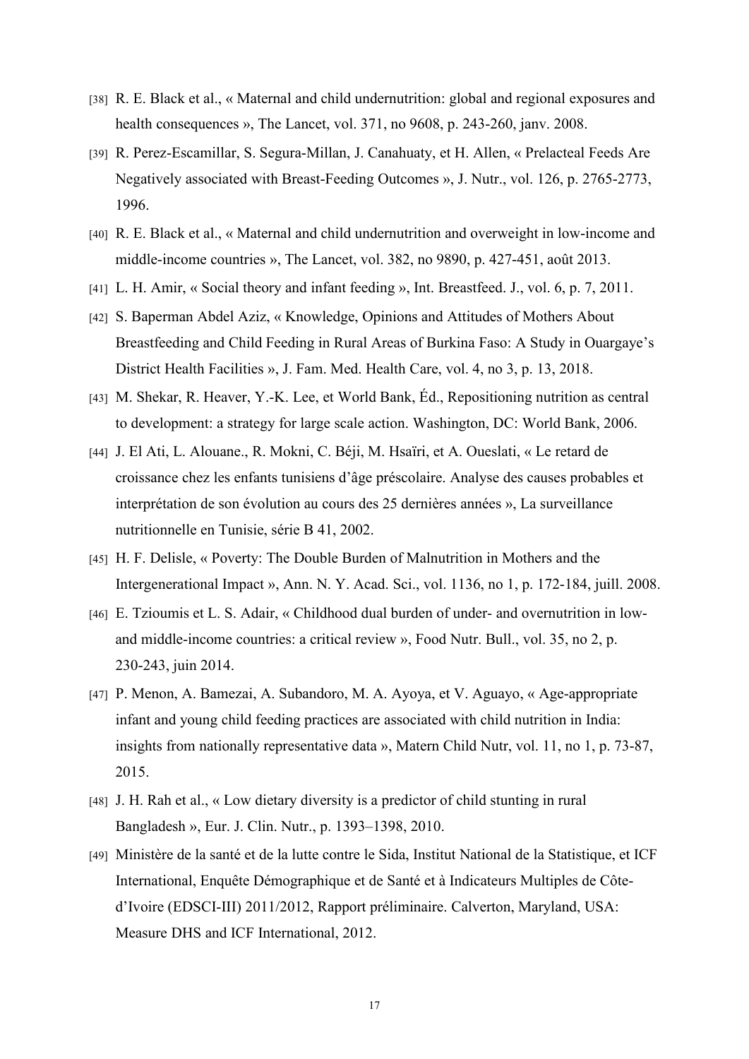[38] R. E. Black et al., « Maternal and child undernutrition: global and regional exposures and health consequences », The Lancet, vol. 371, no 9608, p. 243-260, janv. 2008.

[39] R. Perez-Escamillar, S. Segura-Millan, J. Canahuaty, et H. Allen, « Prelacteal Feeds Are Negatively associated with Breast-Feeding Outcomes », J. Nutr., vol. 126, p. 2765-2773, 1996.

[40] R. E. Black et al., « Maternal and child undernutrition and overweight in low-income and middle-income countries », The Lancet, vol. 382, no 9890, p. 427-451, août 2013.

[41] L. H. Amir, « Social theory and infant feeding », Int. Breastfeed. J., vol. 6, p. 7, 2011.

[42] S. Baperman Abdel Aziz, « Knowledge, Opinions and Attitudes of Mothers About Breastfeeding and Child Feeding in Rural Areas of Burkina Faso: A Study in Ouargaye's District Health Facilities », J. Fam. Med. Health Care, vol. 4, no 3, p. 13, 2018.

[43] M. Shekar, R. Heaver, Y.-K. Lee, et World Bank, Éd., Repositioning nutrition as central to development: a strategy for large scale action. Washington, DC: World Bank, 2006.

[44] J. El Ati, L. Alouane., R. Mokni, C. Béji, M. Hsaïri, et A. Oueslati, « Le retard de croissance chez les enfants tunisiens d'âge préscolaire. Analyse des causes probables et interprétation de son évolution au cours des 25 dernières années », La surveillance nutritionnelle en Tunisie, série B 41, 2002.

[45] H. F. Delisle, « Poverty: The Double Burden of Malnutrition in Mothers and the Intergenerational Impact », Ann. N. Y. Acad. Sci., vol. 1136, no 1, p. 172-184, juill. 2008.

[46] E. Tzioumis et L. S. Adair, « Childhood dual burden of under- and overnutrition in low- and middle-income countries: a critical review », Food Nutr. Bull., vol. 35, no 2, p. 230-243, juin 2014.

[47] P. Menon, A. Bamezai, A. Subandoro, M. A. Ayoya, et V. Aguayo, « Age-appropriate infant and young child feeding practices are associated with child nutrition in India: insights from nationally representative data », Matern Child Nutr, vol. 11, no 1, p. 73-87, 2015.

[48] J. H. Rah et al., « Low dietary diversity is a predictor of child stunting in rural Bangladesh », Eur. J. Clin. Nutr., p. 1393–1398, 2010.

[49] Ministère de la santé et de la lutte contre le Sida, Institut National de la Statistique, et ICF International, Enquête Démographique et de Santé et à Indicateurs Multiples de Côte-d'Ivoire (EDSCI-III) 2011/2012, Rapport préliminaire. Calverton, Maryland, USA: Measure DHS and ICF International, 2012.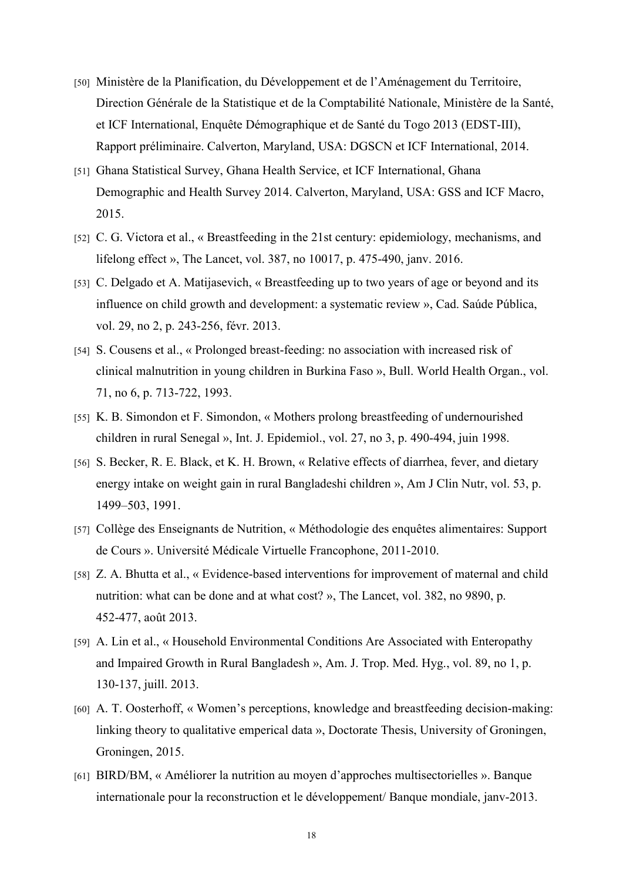[50] Ministère de la Planification, du Développement et de l'Aménagement du Territoire, Direction Générale de la Statistique et de la Comptabilité Nationale, Ministère de la Santé, et ICF International, Enquête Démographique et de Santé du Togo 2013 (EDST-III), Rapport préliminaire. Calverton, Maryland, USA: DGSCN et ICF International, 2014.

[51] Ghana Statistical Survey, Ghana Health Service, et ICF International, Ghana Demographic and Health Survey 2014. Calverton, Maryland, USA: GSS and ICF Macro, 2015.

[52] C. G. Victora et al., « Breastfeeding in the 21st century: epidemiology, mechanisms, and lifelong effect », The Lancet, vol. 387, no 10017, p. 475-490, janv. 2016.

[53] C. Delgado et A. Matijasevich, « Breastfeeding up to two years of age or beyond and its influence on child growth and development: a systematic review », Cad. Saúde Pública, vol. 29, no 2, p. 243-256, févr. 2013.

[54] S. Cousens et al., « Prolonged breast-feeding: no association with increased risk of clinical malnutrition in young children in Burkina Faso », Bull. World Health Organ., vol. 71, no 6, p. 713-722, 1993.

[55] K. B. Simondon et F. Simondon, « Mothers prolong breastfeeding of undernourished children in rural Senegal », Int. J. Epidemiol., vol. 27, no 3, p. 490-494, juin 1998.

[56] S. Becker, R. E. Black, et K. H. Brown, « Relative effects of diarrhea, fever, and dietary energy intake on weight gain in rural Bangladeshi children », Am J Clin Nutr, vol. 53, p. 1499–503, 1991.

[57] Collège des Enseignants de Nutrition, « Méthodologie des enquêtes alimentaires: Support de Cours ». Université Médicale Virtuelle Francophone, 2011-2010.

[58] Z. A. Bhutta et al., « Evidence-based interventions for improvement of maternal and child nutrition: what can be done and at what cost? », The Lancet, vol. 382, no 9890, p. 452-477, août 2013.

[59] A. Lin et al., « Household Environmental Conditions Are Associated with Enteropathy and Impaired Growth in Rural Bangladesh », Am. J. Trop. Med. Hyg., vol. 89, no 1, p. 130-137, juill. 2013.

[60] A. T. Oosterhoff, « Women's perceptions, knowledge and breastfeeding decision-making: linking theory to qualitative emperical data », Doctorate Thesis, University of Groningen, Groningen, 2015.

[61] BIRD/BM, « Améliorer la nutrition au moyen d'approches multisectorielles ». Banque internationale pour la reconstruction et le développement/ Banque mondiale, janv-2013.